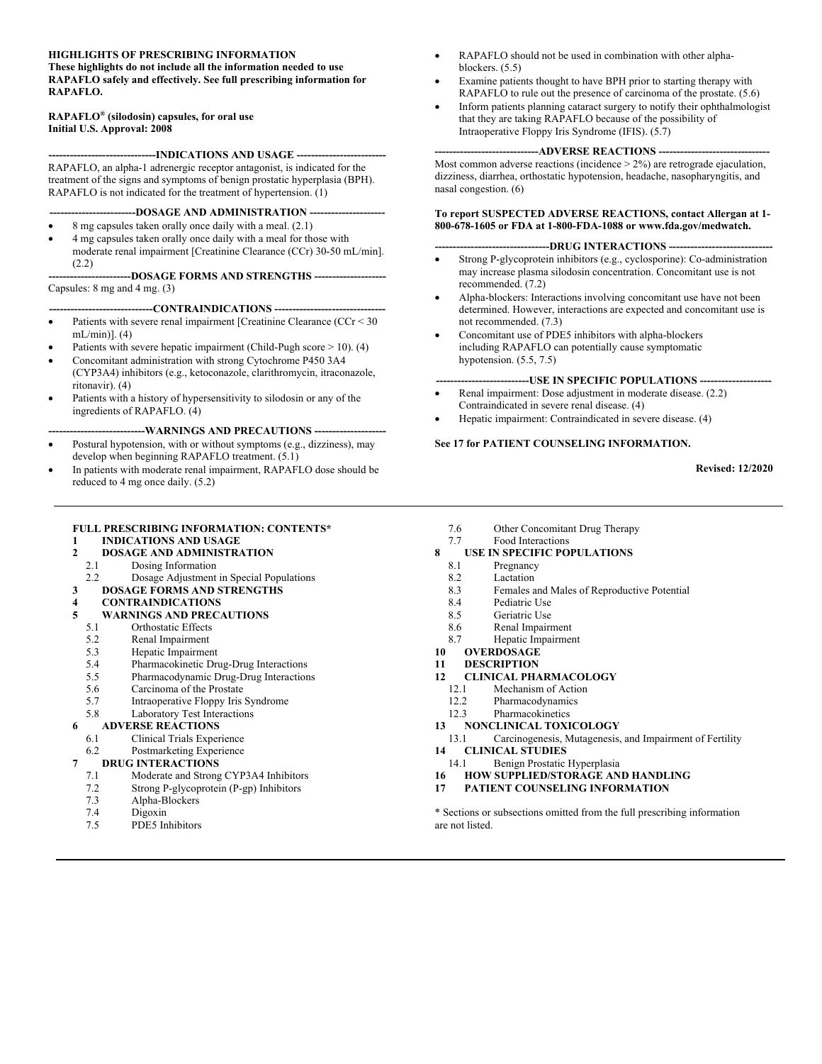**HIGHLIGHTS OF PRESCRIBING INFORMATION**
**These highlights do not include all the information needed to use RAPAFLO safely and effectively. See full prescribing information for RAPAFLO.**

**RAPAFLO® (silodosin) capsules, for oral use**
**Initial U.S. Approval: 2008**

**----------------------------INDICATIONS AND USAGE ----------------------------**

RAPAFLO, an alpha-1 adrenergic receptor antagonist, is indicated for the treatment of the signs and symptoms of benign prostatic hyperplasia (BPH). RAPAFLO is not indicated for the treatment of hypertension. (1)

**----------------------------DOSAGE AND ADMINISTRATION ----------------------------**

- 8 mg capsules taken orally once daily with a meal. (2.1)
- 4 mg capsules taken orally once daily with a meal for those with moderate renal impairment [Creatinine Clearance (CCr) 30-50 mL/min]. (2.2)

**----------------------------DOSAGE FORMS AND STRENGTHS ----------------------------**

Capsules: 8 mg and 4 mg. (3)

**----------------------------CONTRAINDICATIONS ----------------------------**

- Patients with severe renal impairment [Creatinine Clearance (CCr < 30 mL/min)]. (4)
- Patients with severe hepatic impairment (Child-Pugh score > 10). (4)
- Concomitant administration with strong Cytochrome P450 3A4 (CYP3A4) inhibitors (e.g., ketoconazole, clarithromycin, itraconazole, ritonavir). (4)
- Patients with a history of hypersensitivity to silodosin or any of the ingredients of RAPAFLO. (4)

**----------------------------WARNINGS AND PRECAUTIONS ----------------------------**

- Postural hypotension, with or without symptoms (e.g., dizziness), may develop when beginning RAPAFLO treatment. (5.1)
- In patients with moderate renal impairment, RAPAFLO dose should be reduced to 4 mg once daily. (5.2)
- RAPAFLO should not be used in combination with other alpha-blockers. (5.5)
- Examine patients thought to have BPH prior to starting therapy with RAPAFLO to rule out the presence of carcinoma of the prostate. (5.6)
- Inform patients planning cataract surgery to notify their ophthalmologist that they are taking RAPAFLO because of the possibility of Intraoperative Floppy Iris Syndrome (IFIS). (5.7)

**----------------------------ADVERSE REACTIONS ----------------------------**

Most common adverse reactions (incidence > 2%) are retrograde ejaculation, dizziness, diarrhea, orthostatic hypotension, headache, nasopharyngitis, and nasal congestion. (6)

**To report SUSPECTED ADVERSE REACTIONS, contact Allergan at 1-800-678-1605 or FDA at 1-800-FDA-1088 or www.fda.gov/medwatch.**

**----------------------------DRUG INTERACTIONS ----------------------------**

- Strong P-glycoprotein inhibitors (e.g., cyclosporine): Co-administration may increase plasma silodosin concentration. Concomitant use is not recommended. (7.2)
- Alpha-blockers: Interactions involving concomitant use have not been determined. However, interactions are expected and concomitant use is not recommended. (7.3)
- Concomitant use of PDE5 inhibitors with alpha-blockers including RAPAFLO can potentially cause symptomatic hypotension. (5.5, 7.5)

**----------------------------USE IN SPECIFIC POPULATIONS ----------------------------**

- Renal impairment: Dose adjustment in moderate disease. (2.2) Contraindicated in severe renal disease. (4)
- Hepatic impairment: Contraindicated in severe disease. (4)

**See 17 for PATIENT COUNSELING INFORMATION.**

**Revised: 12/2020**

---

**FULL PRESCRIBING INFORMATION: CONTENTS***

**1 INDICATIONS AND USAGE**
**2 DOSAGE AND ADMINISTRATION**
- 2.1 Dosing Information
- 2.2 Dosage Adjustment in Special Populations

**3 DOSAGE FORMS AND STRENGTHS**
**4 CONTRAINDICATIONS**
**5 WARNINGS AND PRECAUTIONS**
- 5.1 Orthostatic Effects
- 5.2 Renal Impairment
- 5.3 Hepatic Impairment
- 5.4 Pharmacokinetic Drug-Drug Interactions
- 5.5 Pharmacodynamic Drug-Drug Interactions
- 5.6 Carcinoma of the Prostate
- 5.7 Intraoperative Floppy Iris Syndrome
- 5.8 Laboratory Test Interactions

**6 ADVERSE REACTIONS**
- 6.1 Clinical Trials Experience
- 6.2 Postmarketing Experience

**7 DRUG INTERACTIONS**
- 7.1 Moderate and Strong CYP3A4 Inhibitors
- 7.2 Strong P-glycoprotein (P-gp) Inhibitors
- 7.3 Alpha-Blockers
- 7.4 Digoxin
- 7.5 PDE5 Inhibitors
- 7.6 Other Concomitant Drug Therapy
- 7.7 Food Interactions

**8 USE IN SPECIFIC POPULATIONS**
- 8.1 Pregnancy
- 8.2 Lactation
- 8.3 Females and Males of Reproductive Potential
- 8.4 Pediatric Use
- 8.5 Geriatric Use
- 8.6 Renal Impairment
- 8.7 Hepatic Impairment

**10 OVERDOSAGE**
**11 DESCRIPTION**
**12 CLINICAL PHARMACOLOGY**
- 12.1 Mechanism of Action
- 12.2 Pharmacodynamics
- 12.3 Pharmacokinetics

**13 NONCLINICAL TOXICOLOGY**
- 13.1 Carcinogenesis, Mutagenesis, and Impairment of Fertility

**14 CLINICAL STUDIES**
- 14.1 Benign Prostatic Hyperplasia

**16 HOW SUPPLIED/STORAGE AND HANDLING**
**17 PATIENT COUNSELING INFORMATION**

* Sections or subsections omitted from the full prescribing information are not listed.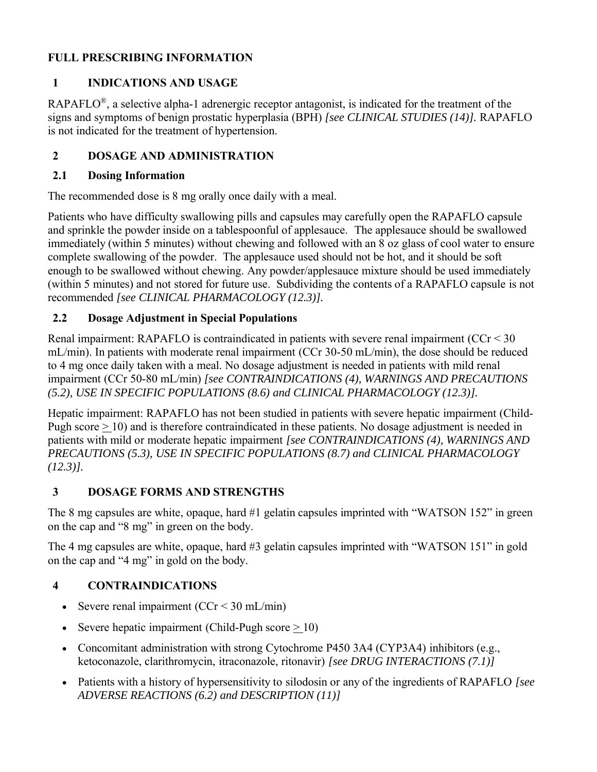# FULL PRESCRIBING INFORMATION

## 1 INDICATIONS AND USAGE

RAPAFLO®, a selective alpha-1 adrenergic receptor antagonist, is indicated for the treatment of the signs and symptoms of benign prostatic hyperplasia (BPH) *[see CLINICAL STUDIES (14)].* RAPAFLO is not indicated for the treatment of hypertension.

## 2 DOSAGE AND ADMINISTRATION

### 2.1 Dosing Information

The recommended dose is 8 mg orally once daily with a meal.

Patients who have difficulty swallowing pills and capsules may carefully open the RAPAFLO capsule and sprinkle the powder inside on a tablespoonful of applesauce. The applesauce should be swallowed immediately (within 5 minutes) without chewing and followed with an 8 oz glass of cool water to ensure complete swallowing of the powder. The applesauce used should not be hot, and it should be soft enough to be swallowed without chewing. Any powder/applesauce mixture should be used immediately (within 5 minutes) and not stored for future use. Subdividing the contents of a RAPAFLO capsule is not recommended *[see CLINICAL PHARMACOLOGY (12.3)].*

### 2.2 Dosage Adjustment in Special Populations

Renal impairment: RAPAFLO is contraindicated in patients with severe renal impairment (CCr < 30 mL/min). In patients with moderate renal impairment (CCr 30-50 mL/min), the dose should be reduced to 4 mg once daily taken with a meal. No dosage adjustment is needed in patients with mild renal impairment (CCr 50-80 mL/min) *[see CONTRAINDICATIONS (4), WARNINGS AND PRECAUTIONS (5.2), USE IN SPECIFIC POPULATIONS (8.6) and CLINICAL PHARMACOLOGY (12.3)].*

Hepatic impairment: RAPAFLO has not been studied in patients with severe hepatic impairment (Child-Pugh score ≥ 10) and is therefore contraindicated in these patients. No dosage adjustment is needed in patients with mild or moderate hepatic impairment *[see CONTRAINDICATIONS (4), WARNINGS AND PRECAUTIONS (5.3), USE IN SPECIFIC POPULATIONS (8.7) and CLINICAL PHARMACOLOGY (12.3)].*

## 3 DOSAGE FORMS AND STRENGTHS

The 8 mg capsules are white, opaque, hard #1 gelatin capsules imprinted with "WATSON 152" in green on the cap and "8 mg" in green on the body.

The 4 mg capsules are white, opaque, hard #3 gelatin capsules imprinted with "WATSON 151" in gold on the cap and "4 mg" in gold on the body.

## 4 CONTRAINDICATIONS

- Severe renal impairment (CCr < 30 mL/min)
- Severe hepatic impairment (Child-Pugh score ≥ 10)
- Concomitant administration with strong Cytochrome P450 3A4 (CYP3A4) inhibitors (e.g., ketoconazole, clarithromycin, itraconazole, ritonavir) *[see DRUG INTERACTIONS (7.1)]*
- Patients with a history of hypersensitivity to silodosin or any of the ingredients of RAPAFLO *[see ADVERSE REACTIONS (6.2) and DESCRIPTION (11)]*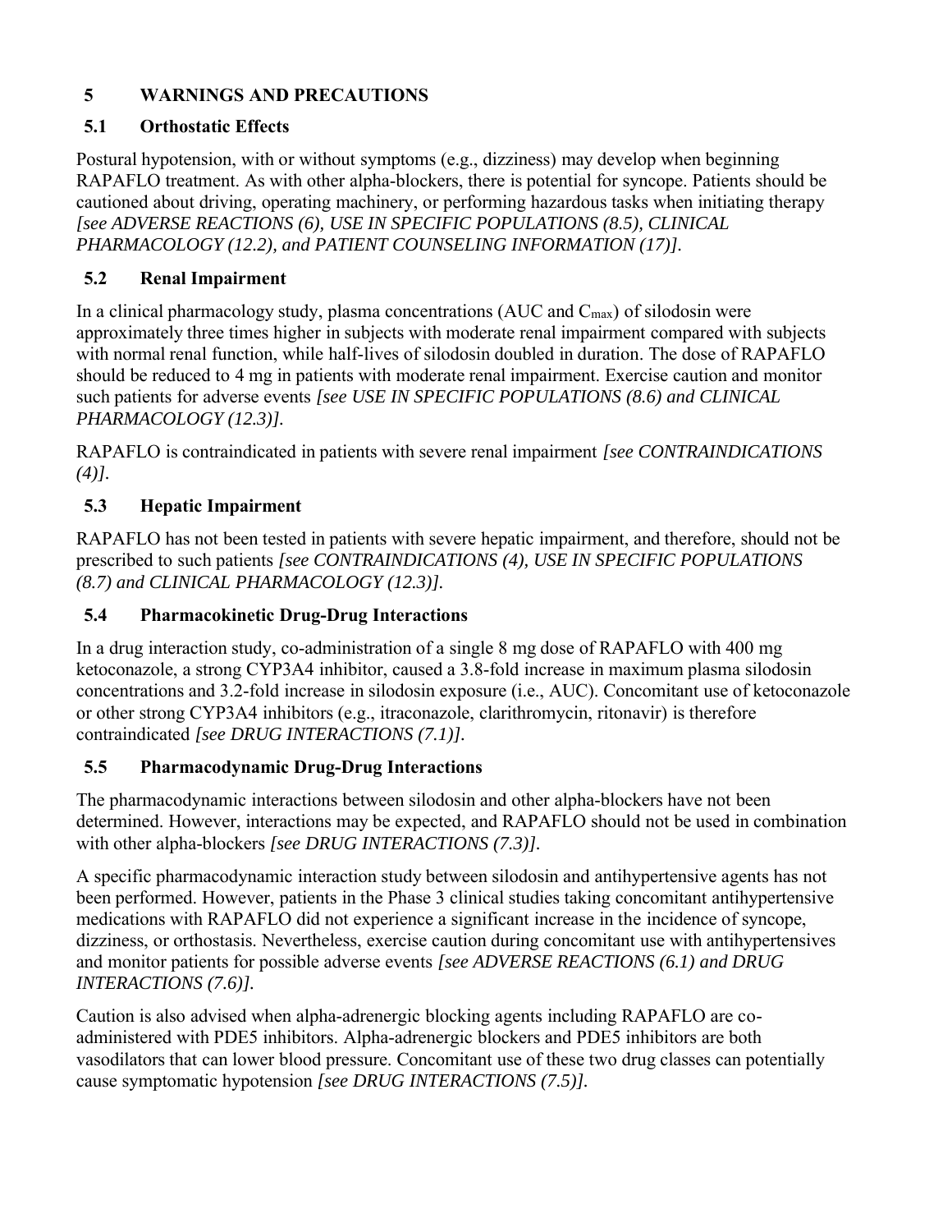# 5 WARNINGS AND PRECAUTIONS

## 5.1 Orthostatic Effects

Postural hypotension, with or without symptoms (e.g., dizziness) may develop when beginning RAPAFLO treatment. As with other alpha-blockers, there is potential for syncope. Patients should be cautioned about driving, operating machinery, or performing hazardous tasks when initiating therapy *[see ADVERSE REACTIONS (6), USE IN SPECIFIC POPULATIONS (8.5), CLINICAL PHARMACOLOGY (12.2), and PATIENT COUNSELING INFORMATION (17)]*.

## 5.2 Renal Impairment

In a clinical pharmacology study, plasma concentrations (AUC and $C_{max}$) of silodosin were approximately three times higher in subjects with moderate renal impairment compared with subjects with normal renal function, while half-lives of silodosin doubled in duration. The dose of RAPAFLO should be reduced to 4 mg in patients with moderate renal impairment. Exercise caution and monitor such patients for adverse events *[see USE IN SPECIFIC POPULATIONS (8.6) and CLINICAL PHARMACOLOGY (12.3)]*.

RAPAFLO is contraindicated in patients with severe renal impairment *[see CONTRAINDICATIONS (4)]*.

## 5.3 Hepatic Impairment

RAPAFLO has not been tested in patients with severe hepatic impairment, and therefore, should not be prescribed to such patients *[see CONTRAINDICATIONS (4), USE IN SPECIFIC POPULATIONS (8.7) and CLINICAL PHARMACOLOGY (12.3)]*.

## 5.4 Pharmacokinetic Drug-Drug Interactions

In a drug interaction study, co-administration of a single 8 mg dose of RAPAFLO with 400 mg ketoconazole, a strong CYP3A4 inhibitor, caused a 3.8-fold increase in maximum plasma silodosin concentrations and 3.2-fold increase in silodosin exposure (i.e., AUC). Concomitant use of ketoconazole or other strong CYP3A4 inhibitors (e.g., itraconazole, clarithromycin, ritonavir) is therefore contraindicated *[see DRUG INTERACTIONS (7.1)]*.

## 5.5 Pharmacodynamic Drug-Drug Interactions

The pharmacodynamic interactions between silodosin and other alpha-blockers have not been determined. However, interactions may be expected, and RAPAFLO should not be used in combination with other alpha-blockers *[see DRUG INTERACTIONS (7.3)]*.

A specific pharmacodynamic interaction study between silodosin and antihypertensive agents has not been performed. However, patients in the Phase 3 clinical studies taking concomitant antihypertensive medications with RAPAFLO did not experience a significant increase in the incidence of syncope, dizziness, or orthostasis. Nevertheless, exercise caution during concomitant use with antihypertensives and monitor patients for possible adverse events *[see ADVERSE REACTIONS (6.1) and DRUG INTERACTIONS (7.6)]*.

Caution is also advised when alpha-adrenergic blocking agents including RAPAFLO are co-administered with PDE5 inhibitors. Alpha-adrenergic blockers and PDE5 inhibitors are both vasodilators that can lower blood pressure. Concomitant use of these two drug classes can potentially cause symptomatic hypotension *[see DRUG INTERACTIONS (7.5)]*.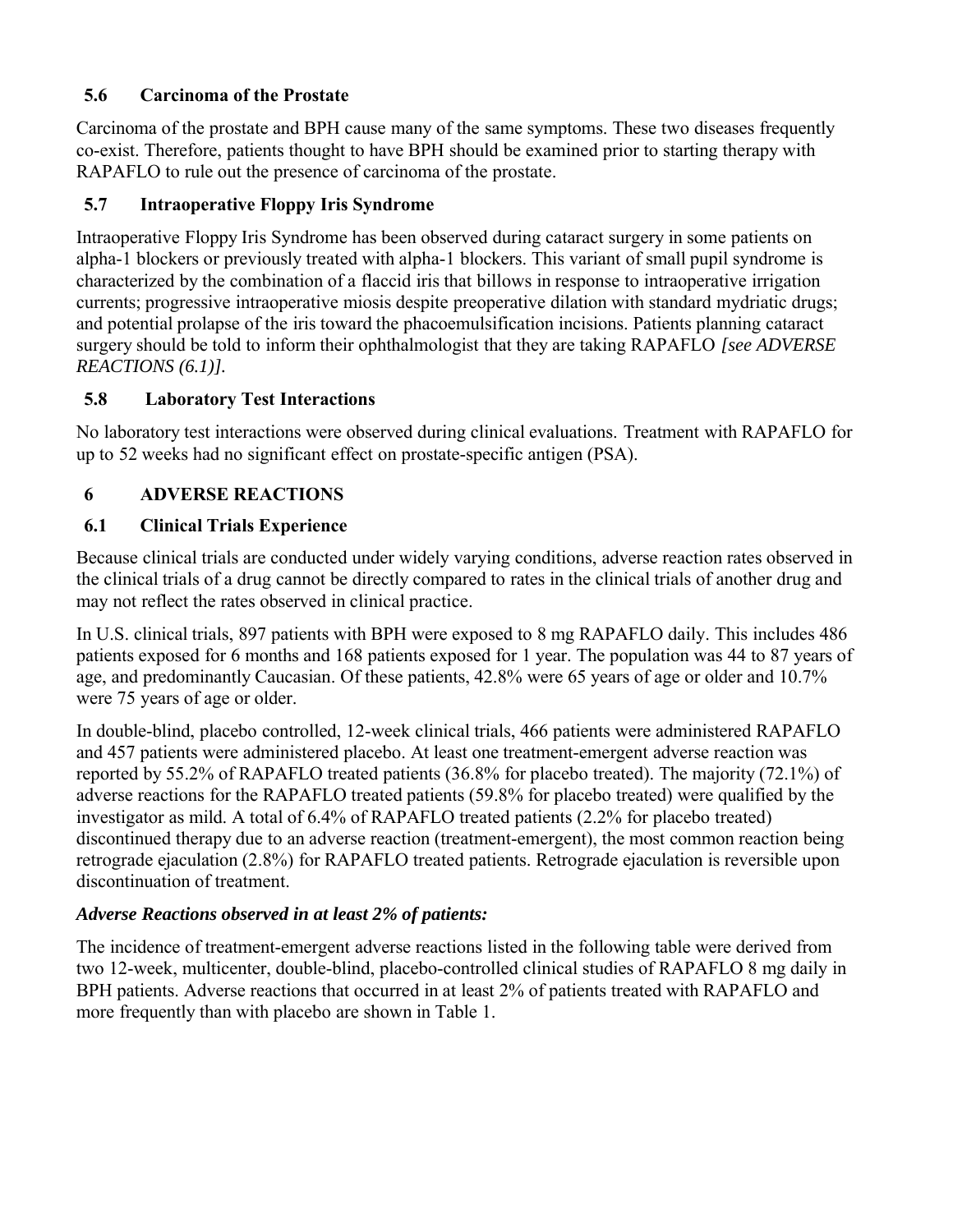### 5.6 Carcinoma of the Prostate

Carcinoma of the prostate and BPH cause many of the same symptoms. These two diseases frequently co-exist. Therefore, patients thought to have BPH should be examined prior to starting therapy with RAPAFLO to rule out the presence of carcinoma of the prostate.

### 5.7 Intraoperative Floppy Iris Syndrome

Intraoperative Floppy Iris Syndrome has been observed during cataract surgery in some patients on alpha-1 blockers or previously treated with alpha-1 blockers. This variant of small pupil syndrome is characterized by the combination of a flaccid iris that billows in response to intraoperative irrigation currents; progressive intraoperative miosis despite preoperative dilation with standard mydriatic drugs; and potential prolapse of the iris toward the phacoemulsification incisions. Patients planning cataract surgery should be told to inform their ophthalmologist that they are taking RAPAFLO *[see ADVERSE REACTIONS (6.1)]*.

### 5.8 Laboratory Test Interactions

No laboratory test interactions were observed during clinical evaluations. Treatment with RAPAFLO for up to 52 weeks had no significant effect on prostate-specific antigen (PSA).

## 6 ADVERSE REACTIONS

### 6.1 Clinical Trials Experience

Because clinical trials are conducted under widely varying conditions, adverse reaction rates observed in the clinical trials of a drug cannot be directly compared to rates in the clinical trials of another drug and may not reflect the rates observed in clinical practice.

In U.S. clinical trials, 897 patients with BPH were exposed to 8 mg RAPAFLO daily. This includes 486 patients exposed for 6 months and 168 patients exposed for 1 year. The population was 44 to 87 years of age, and predominantly Caucasian. Of these patients, 42.8% were 65 years of age or older and 10.7% were 75 years of age or older.

In double-blind, placebo controlled, 12-week clinical trials, 466 patients were administered RAPAFLO and 457 patients were administered placebo. At least one treatment-emergent adverse reaction was reported by 55.2% of RAPAFLO treated patients (36.8% for placebo treated). The majority (72.1%) of adverse reactions for the RAPAFLO treated patients (59.8% for placebo treated) were qualified by the investigator as mild. A total of 6.4% of RAPAFLO treated patients (2.2% for placebo treated) discontinued therapy due to an adverse reaction (treatment-emergent), the most common reaction being retrograde ejaculation (2.8%) for RAPAFLO treated patients. Retrograde ejaculation is reversible upon discontinuation of treatment.

***Adverse Reactions observed in at least 2% of patients:***

The incidence of treatment-emergent adverse reactions listed in the following table were derived from two 12-week, multicenter, double-blind, placebo-controlled clinical studies of RAPAFLO 8 mg daily in BPH patients. Adverse reactions that occurred in at least 2% of patients treated with RAPAFLO and more frequently than with placebo are shown in Table 1.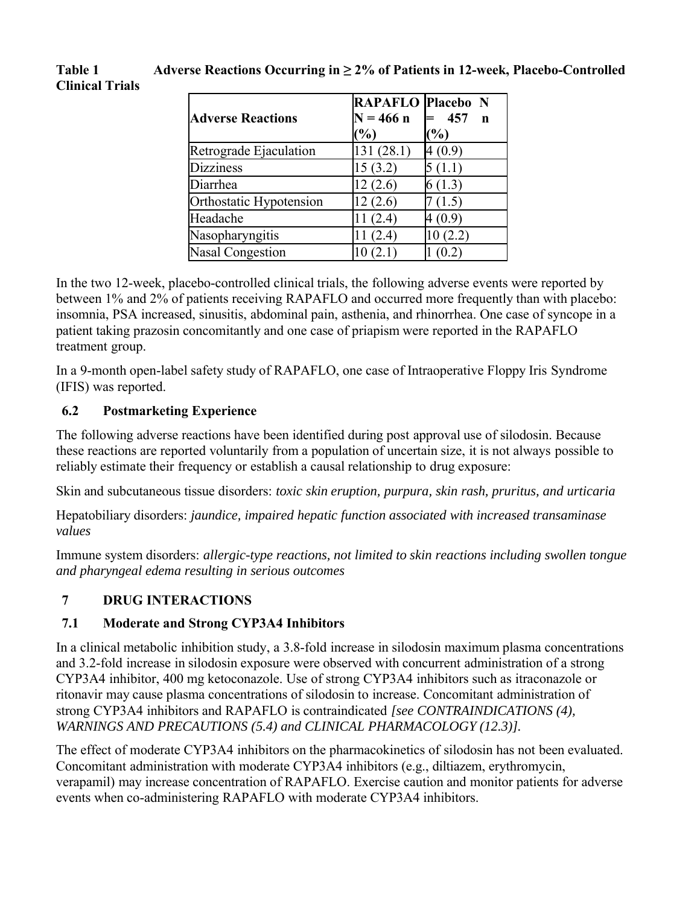**Table 1 Adverse Reactions Occurring in ≥ 2% of Patients in 12-week, Placebo-Controlled Clinical Trials**

| Adverse Reactions | RAPAFLO N = 466 n (%) | Placebo N = 457 n (%) |
|---|---|---|
| Retrograde Ejaculation | 131 (28.1) | 4 (0.9) |
| Dizziness | 15 (3.2) | 5 (1.1) |
| Diarrhea | 12 (2.6) | 6 (1.3) |
| Orthostatic Hypotension | 12 (2.6) | 7 (1.5) |
| Headache | 11 (2.4) | 4 (0.9) |
| Nasopharyngitis | 11 (2.4) | 10 (2.2) |
| Nasal Congestion | 10 (2.1) | 1 (0.2) |

In the two 12-week, placebo-controlled clinical trials, the following adverse events were reported by between 1% and 2% of patients receiving RAPAFLO and occurred more frequently than with placebo: insomnia, PSA increased, sinusitis, abdominal pain, asthenia, and rhinorrhea. One case of syncope in a patient taking prazosin concomitantly and one case of priapism were reported in the RAPAFLO treatment group.

In a 9-month open-label safety study of RAPAFLO, one case of Intraoperative Floppy Iris Syndrome (IFIS) was reported.

## 6.2 Postmarketing Experience

The following adverse reactions have been identified during post approval use of silodosin. Because these reactions are reported voluntarily from a population of uncertain size, it is not always possible to reliably estimate their frequency or establish a causal relationship to drug exposure:

Skin and subcutaneous tissue disorders: *toxic skin eruption, purpura, skin rash, pruritus, and urticaria*

Hepatobiliary disorders: *jaundice, impaired hepatic function associated with increased transaminase values*

Immune system disorders: *allergic-type reactions, not limited to skin reactions including swollen tongue and pharyngeal edema resulting in serious outcomes*

# 7 DRUG INTERACTIONS

## 7.1 Moderate and Strong CYP3A4 Inhibitors

In a clinical metabolic inhibition study, a 3.8-fold increase in silodosin maximum plasma concentrations and 3.2-fold increase in silodosin exposure were observed with concurrent administration of a strong CYP3A4 inhibitor, 400 mg ketoconazole. Use of strong CYP3A4 inhibitors such as itraconazole or ritonavir may cause plasma concentrations of silodosin to increase. Concomitant administration of strong CYP3A4 inhibitors and RAPAFLO is contraindicated *[see CONTRAINDICATIONS (4), WARNINGS AND PRECAUTIONS (5.4) and CLINICAL PHARMACOLOGY (12.3)].*

The effect of moderate CYP3A4 inhibitors on the pharmacokinetics of silodosin has not been evaluated. Concomitant administration with moderate CYP3A4 inhibitors (e.g., diltiazem, erythromycin, verapamil) may increase concentration of RAPAFLO. Exercise caution and monitor patients for adverse events when co-administering RAPAFLO with moderate CYP3A4 inhibitors.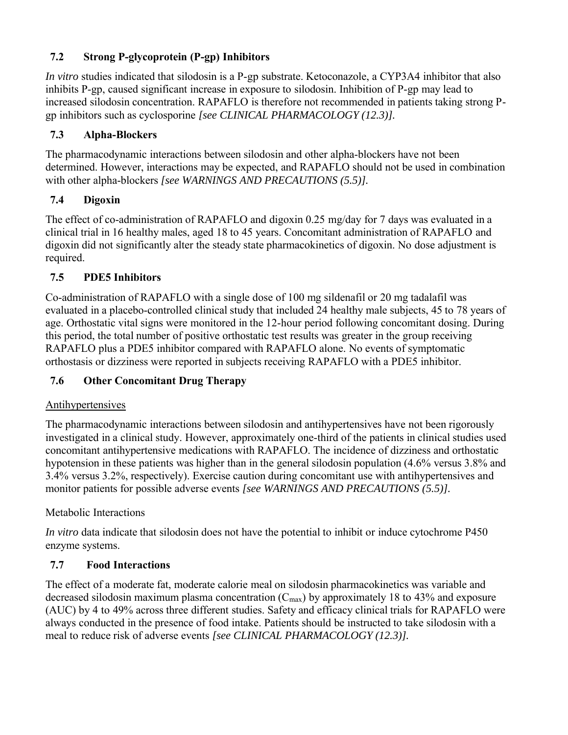### 7.2 Strong P-glycoprotein (P-gp) Inhibitors

*In vitro* studies indicated that silodosin is a P-gp substrate. Ketoconazole, a CYP3A4 inhibitor that also inhibits P-gp, caused significant increase in exposure to silodosin. Inhibition of P-gp may lead to increased silodosin concentration. RAPAFLO is therefore not recommended in patients taking strong P-gp inhibitors such as cyclosporine *[see CLINICAL PHARMACOLOGY (12.3)].*

### 7.3 Alpha-Blockers

The pharmacodynamic interactions between silodosin and other alpha-blockers have not been determined. However, interactions may be expected, and RAPAFLO should not be used in combination with other alpha-blockers *[see WARNINGS AND PRECAUTIONS (5.5)].*

### 7.4 Digoxin

The effect of co-administration of RAPAFLO and digoxin 0.25 mg/day for 7 days was evaluated in a clinical trial in 16 healthy males, aged 18 to 45 years. Concomitant administration of RAPAFLO and digoxin did not significantly alter the steady state pharmacokinetics of digoxin. No dose adjustment is required.

### 7.5 PDE5 Inhibitors

Co-administration of RAPAFLO with a single dose of 100 mg sildenafil or 20 mg tadalafil was evaluated in a placebo-controlled clinical study that included 24 healthy male subjects, 45 to 78 years of age. Orthostatic vital signs were monitored in the 12-hour period following concomitant dosing. During this period, the total number of positive orthostatic test results was greater in the group receiving RAPAFLO plus a PDE5 inhibitor compared with RAPAFLO alone. No events of symptomatic orthostasis or dizziness were reported in subjects receiving RAPAFLO with a PDE5 inhibitor.

### 7.6 Other Concomitant Drug Therapy

Antihypertensives

The pharmacodynamic interactions between silodosin and antihypertensives have not been rigorously investigated in a clinical study. However, approximately one-third of the patients in clinical studies used concomitant antihypertensive medications with RAPAFLO. The incidence of dizziness and orthostatic hypotension in these patients was higher than in the general silodosin population (4.6% versus 3.8% and 3.4% versus 3.2%, respectively). Exercise caution during concomitant use with antihypertensives and monitor patients for possible adverse events *[see WARNINGS AND PRECAUTIONS (5.5)].*

Metabolic Interactions

*In vitro* data indicate that silodosin does not have the potential to inhibit or induce cytochrome P450 enzyme systems.

### 7.7 Food Interactions

The effect of a moderate fat, moderate calorie meal on silodosin pharmacokinetics was variable and decreased silodosin maximum plasma concentration ($C_{max}$) by approximately 18 to 43% and exposure (AUC) by 4 to 49% across three different studies. Safety and efficacy clinical trials for RAPAFLO were always conducted in the presence of food intake. Patients should be instructed to take silodosin with a meal to reduce risk of adverse events *[see CLINICAL PHARMACOLOGY (12.3)].*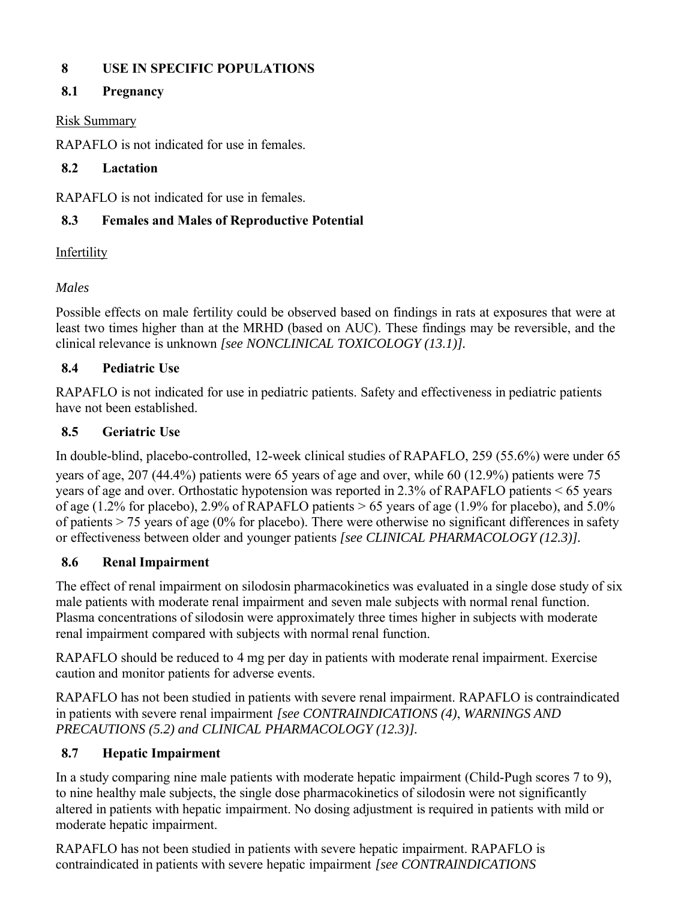## 8 USE IN SPECIFIC POPULATIONS

### 8.1 Pregnancy

Risk Summary

RAPAFLO is not indicated for use in females.

### 8.2 Lactation

RAPAFLO is not indicated for use in females.

### 8.3 Females and Males of Reproductive Potential

Infertility

*Males*

Possible effects on male fertility could be observed based on findings in rats at exposures that were at least two times higher than at the MRHD (based on AUC). These findings may be reversible, and the clinical relevance is unknown *[see NONCLINICAL TOXICOLOGY (13.1)].*

### 8.4 Pediatric Use

RAPAFLO is not indicated for use in pediatric patients. Safety and effectiveness in pediatric patients have not been established.

### 8.5 Geriatric Use

In double-blind, placebo-controlled, 12-week clinical studies of RAPAFLO, 259 (55.6%) were under 65 years of age, 207 (44.4%) patients were 65 years of age and over, while 60 (12.9%) patients were 75 years of age and over. Orthostatic hypotension was reported in 2.3% of RAPAFLO patients < 65 years of age (1.2% for placebo), 2.9% of RAPAFLO patients > 65 years of age (1.9% for placebo), and 5.0% of patients > 75 years of age (0% for placebo). There were otherwise no significant differences in safety or effectiveness between older and younger patients *[see CLINICAL PHARMACOLOGY (12.3)].*

### 8.6 Renal Impairment

The effect of renal impairment on silodosin pharmacokinetics was evaluated in a single dose study of six male patients with moderate renal impairment and seven male subjects with normal renal function. Plasma concentrations of silodosin were approximately three times higher in subjects with moderate renal impairment compared with subjects with normal renal function.

RAPAFLO should be reduced to 4 mg per day in patients with moderate renal impairment. Exercise caution and monitor patients for adverse events.

RAPAFLO has not been studied in patients with severe renal impairment. RAPAFLO is contraindicated in patients with severe renal impairment *[see CONTRAINDICATIONS (4), WARNINGS AND PRECAUTIONS (5.2) and CLINICAL PHARMACOLOGY (12.3)].*

### 8.7 Hepatic Impairment

In a study comparing nine male patients with moderate hepatic impairment (Child-Pugh scores 7 to 9), to nine healthy male subjects, the single dose pharmacokinetics of silodosin were not significantly altered in patients with hepatic impairment. No dosing adjustment is required in patients with mild or moderate hepatic impairment.

RAPAFLO has not been studied in patients with severe hepatic impairment. RAPAFLO is contraindicated in patients with severe hepatic impairment *[see CONTRAINDICATIONS*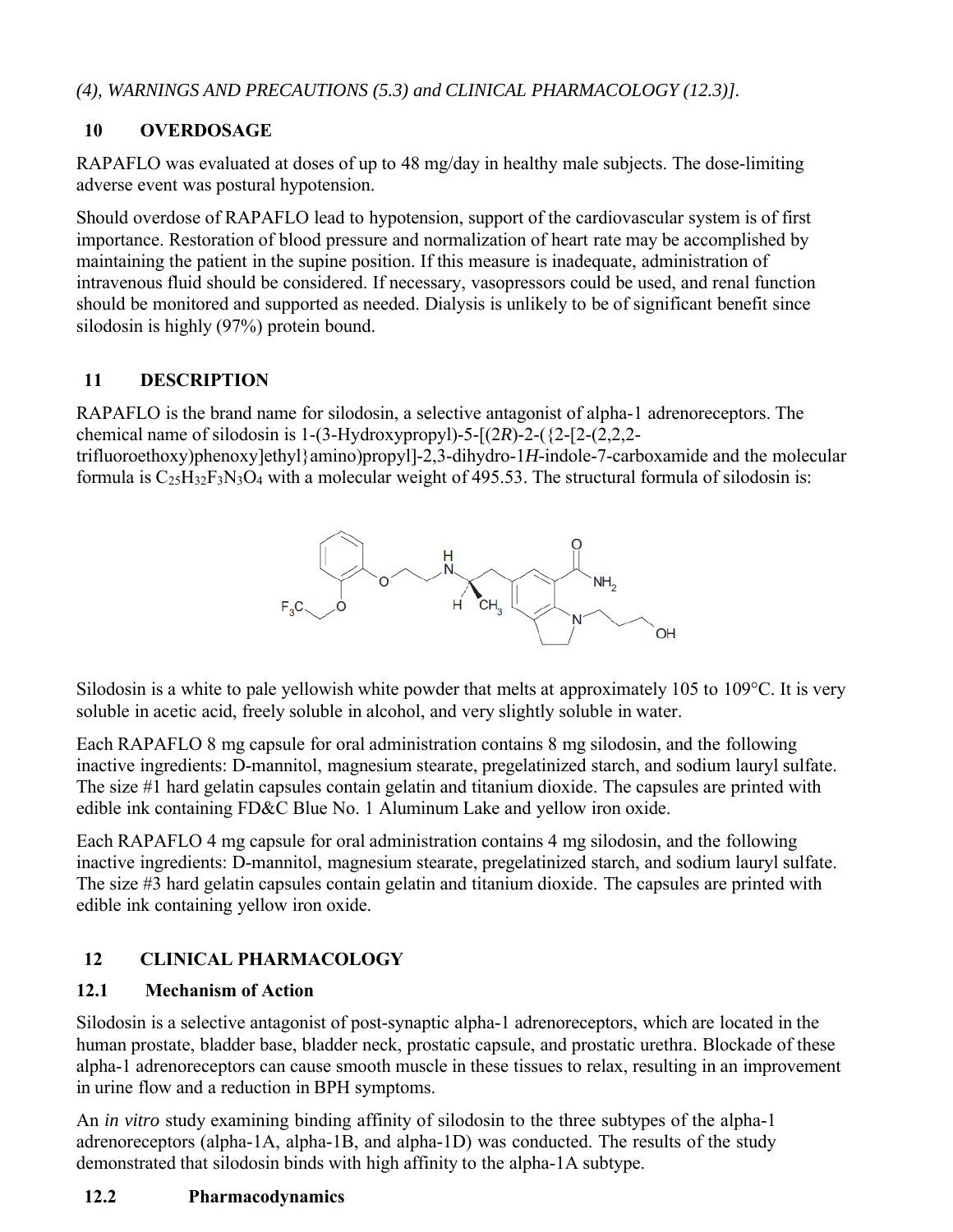*(4), WARNINGS AND PRECAUTIONS (5.3) and CLINICAL PHARMACOLOGY (12.3)].*

## 10 OVERDOSAGE

RAPAFLO was evaluated at doses of up to 48 mg/day in healthy male subjects. The dose-limiting adverse event was postural hypotension.

Should overdose of RAPAFLO lead to hypotension, support of the cardiovascular system is of first importance. Restoration of blood pressure and normalization of heart rate may be accomplished by maintaining the patient in the supine position. If this measure is inadequate, administration of intravenous fluid should be considered. If necessary, vasopressors could be used, and renal function should be monitored and supported as needed. Dialysis is unlikely to be of significant benefit since silodosin is highly (97%) protein bound.

## 11 DESCRIPTION

RAPAFLO is the brand name for silodosin, a selective antagonist of alpha-1 adrenoreceptors. The chemical name of silodosin is 1-(3-Hydroxypropyl)-5-[(2*R*)-2-({2-[2-(2,2,2-trifluoroethoxy)phenoxy]ethyl}amino)propyl]-2,3-dihydro-1*H*-indole-7-carboxamide and the molecular formula is $C_{25}H_{32}F_3N_3O_4$ with a molecular weight of 495.53. The structural formula of silodosin is:

Silodosin is a white to pale yellowish white powder that melts at approximately 105 to 109°C. It is very soluble in acetic acid, freely soluble in alcohol, and very slightly soluble in water.

Each RAPAFLO 8 mg capsule for oral administration contains 8 mg silodosin, and the following inactive ingredients: D-mannitol, magnesium stearate, pregelatinized starch, and sodium lauryl sulfate. The size #1 hard gelatin capsules contain gelatin and titanium dioxide. The capsules are printed with edible ink containing FD&C Blue No. 1 Aluminum Lake and yellow iron oxide.

Each RAPAFLO 4 mg capsule for oral administration contains 4 mg silodosin, and the following inactive ingredients: D-mannitol, magnesium stearate, pregelatinized starch, and sodium lauryl sulfate. The size #3 hard gelatin capsules contain gelatin and titanium dioxide. The capsules are printed with edible ink containing yellow iron oxide.

## 12 CLINICAL PHARMACOLOGY

### 12.1 Mechanism of Action

Silodosin is a selective antagonist of post-synaptic alpha-1 adrenoreceptors, which are located in the human prostate, bladder base, bladder neck, prostatic capsule, and prostatic urethra. Blockade of these alpha-1 adrenoreceptors can cause smooth muscle in these tissues to relax, resulting in an improvement in urine flow and a reduction in BPH symptoms.

An *in vitro* study examining binding affinity of silodosin to the three subtypes of the alpha-1 adrenoreceptors (alpha-1A, alpha-1B, and alpha-1D) was conducted. The results of the study demonstrated that silodosin binds with high affinity to the alpha-1A subtype.

### 12.2 Pharmacodynamics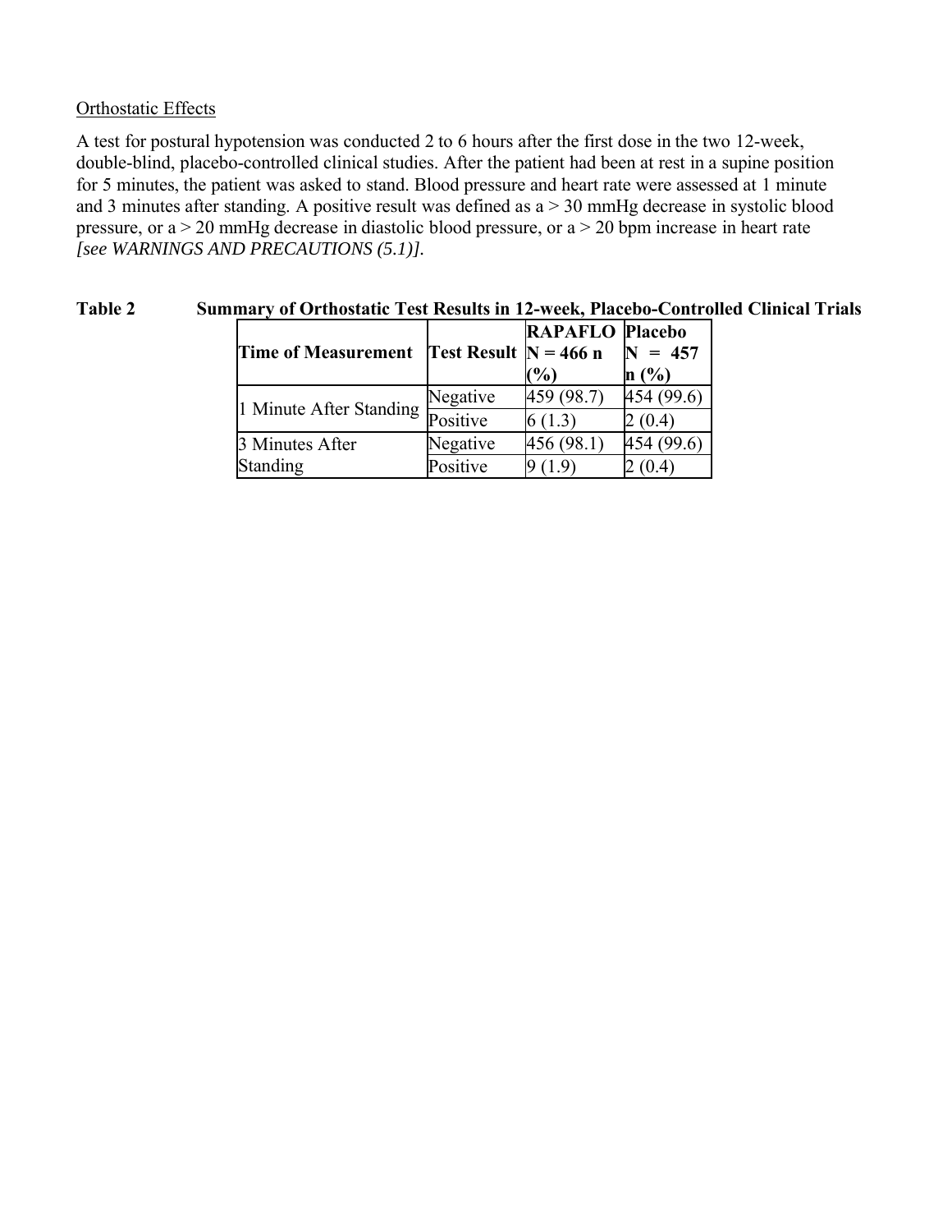Orthostatic Effects

A test for postural hypotension was conducted 2 to 6 hours after the first dose in the two 12-week, double-blind, placebo-controlled clinical studies. After the patient had been at rest in a supine position for 5 minutes, the patient was asked to stand. Blood pressure and heart rate were assessed at 1 minute and 3 minutes after standing. A positive result was defined as a > 30 mmHg decrease in systolic blood pressure, or a > 20 mmHg decrease in diastolic blood pressure, or a > 20 bpm increase in heart rate *[see WARNINGS AND PRECAUTIONS (5.1)].*

**Table 2 Summary of Orthostatic Test Results in 12-week, Placebo-Controlled Clinical Trials**

| Time of Measurement | Test Result | RAPAFLO N = 466 n (%) | Placebo N = 457 n (%) |
|---|---|---|---|
| 1 Minute After Standing | Negative | 459 (98.7) | 454 (99.6) |
| | Positive | 6 (1.3) | 2 (0.4) |
| 3 Minutes After Standing | Negative | 456 (98.1) | 454 (99.6) |
| | Positive | 9 (1.9) | 2 (0.4) |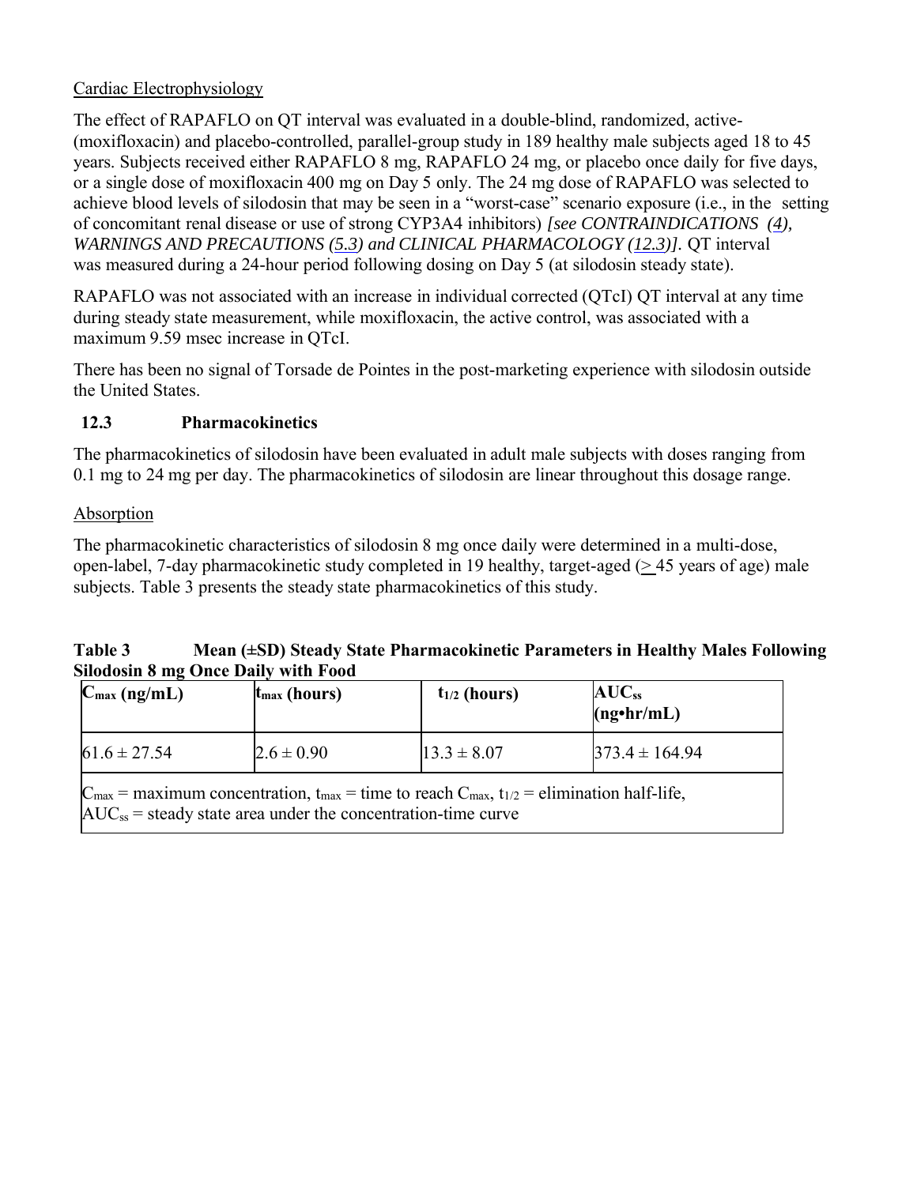Cardiac Electrophysiology

The effect of RAPAFLO on QT interval was evaluated in a double-blind, randomized, active-(moxifloxacin) and placebo-controlled, parallel-group study in 189 healthy male subjects aged 18 to 45 years. Subjects received either RAPAFLO 8 mg, RAPAFLO 24 mg, or placebo once daily for five days, or a single dose of moxifloxacin 400 mg on Day 5 only. The 24 mg dose of RAPAFLO was selected to achieve blood levels of silodosin that may be seen in a "worst-case" scenario exposure (i.e., in the setting of concomitant renal disease or use of strong CYP3A4 inhibitors) *[see CONTRAINDICATIONS (4), WARNINGS AND PRECAUTIONS (5.3) and CLINICAL PHARMACOLOGY (12.3)].* QT interval was measured during a 24-hour period following dosing on Day 5 (at silodosin steady state).

RAPAFLO was not associated with an increase in individual corrected (QTcI) QT interval at any time during steady state measurement, while moxifloxacin, the active control, was associated with a maximum 9.59 msec increase in QTcI.

There has been no signal of Torsade de Pointes in the post-marketing experience with silodosin outside the United States.

### 12.3 Pharmacokinetics

The pharmacokinetics of silodosin have been evaluated in adult male subjects with doses ranging from 0.1 mg to 24 mg per day. The pharmacokinetics of silodosin are linear throughout this dosage range.

Absorption

The pharmacokinetic characteristics of silodosin 8 mg once daily were determined in a multi-dose, open-label, 7-day pharmacokinetic study completed in 19 healthy, target-aged (≥ 45 years of age) male subjects. Table 3 presents the steady state pharmacokinetics of this study.

**Table 3 Mean (±SD) Steady State Pharmacokinetic Parameters in Healthy Males Following Silodosin 8 mg Once Daily with Food**

| $C_{max}$ (ng/mL) | $t_{max}$ (hours) | $t_{1/2}$ (hours) | $AUC_{ss}$ (ng•hr/mL) |
|---|---|---|---|
| 61.6 ± 27.54 | 2.6 ± 0.90 | 13.3 ± 8.07 | 373.4 ± 164.94 |
| $C_{max}$ = maximum concentration, $t_{max}$ = time to reach $C_{max}$, $t_{1/2}$ = elimination half-life, $AUC_{ss}$ = steady state area under the concentration-time curve | | | |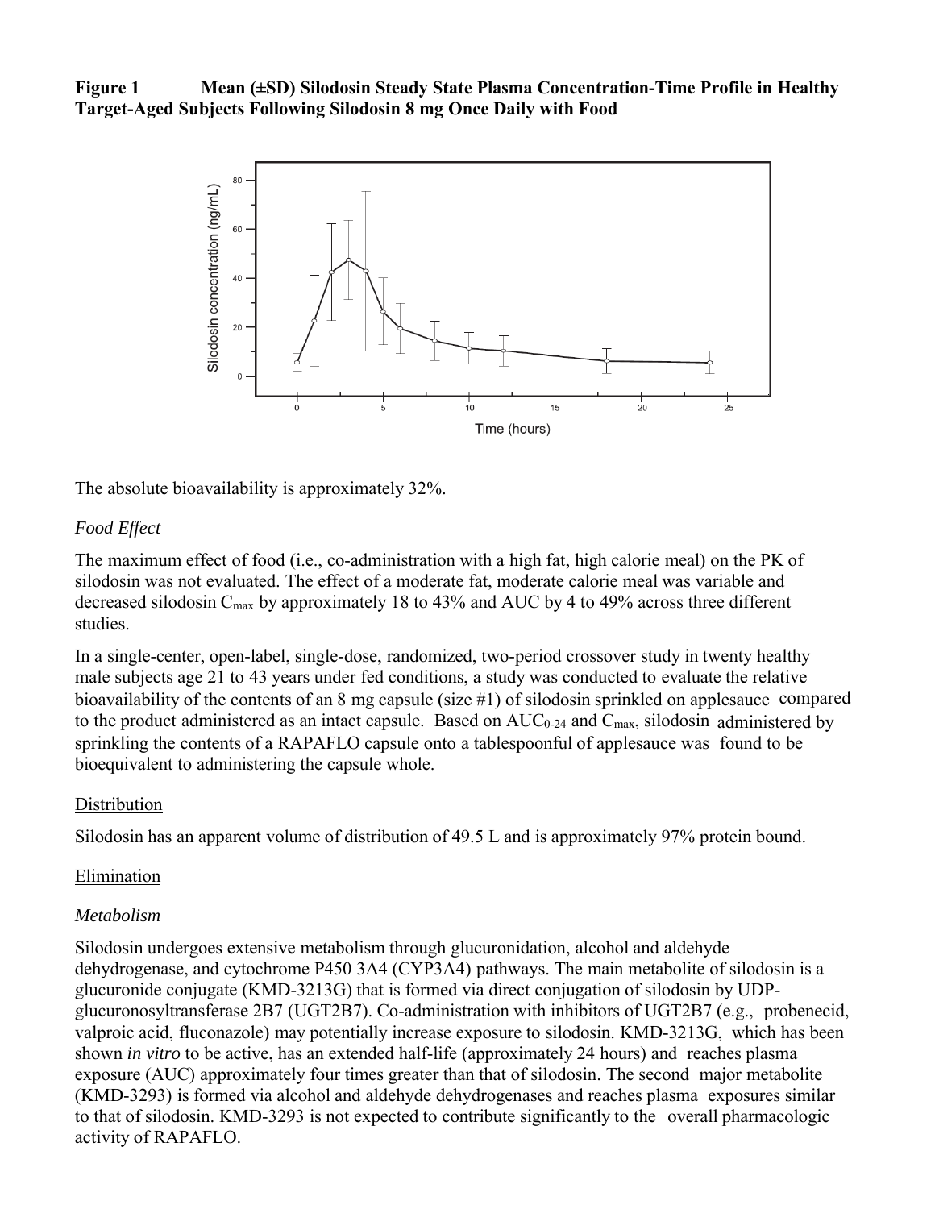**Figure 1 Mean (±SD) Silodosin Steady State Plasma Concentration-Time Profile in Healthy Target-Aged Subjects Following Silodosin 8 mg Once Daily with Food**

The absolute bioavailability is approximately 32%.

*Food Effect*

The maximum effect of food (i.e., co-administration with a high fat, high calorie meal) on the PK of silodosin was not evaluated. The effect of a moderate fat, moderate calorie meal was variable and decreased silodosin $C_{max}$ by approximately 18 to 43% and AUC by 4 to 49% across three different studies.

In a single-center, open-label, single-dose, randomized, two-period crossover study in twenty healthy male subjects age 21 to 43 years under fed conditions, a study was conducted to evaluate the relative bioavailability of the contents of an 8 mg capsule (size #1) of silodosin sprinkled on applesauce compared to the product administered as an intact capsule. Based on $AUC_{0-24}$ and $C_{max}$, silodosin administered by sprinkling the contents of a RAPAFLO capsule onto a tablespoonful of applesauce was found to be bioequivalent to administering the capsule whole.

Distribution

Silodosin has an apparent volume of distribution of 49.5 L and is approximately 97% protein bound.

Elimination

*Metabolism*

Silodosin undergoes extensive metabolism through glucuronidation, alcohol and aldehyde dehydrogenase, and cytochrome P450 3A4 (CYP3A4) pathways. The main metabolite of silodosin is a glucuronide conjugate (KMD-3213G) that is formed via direct conjugation of silodosin by UDP-glucuronosyltransferase 2B7 (UGT2B7). Co-administration with inhibitors of UGT2B7 (e.g., probenecid, valproic acid, fluconazole) may potentially increase exposure to silodosin. KMD-3213G, which has been shown *in vitro* to be active, has an extended half-life (approximately 24 hours) and reaches plasma exposure (AUC) approximately four times greater than that of silodosin. The second major metabolite (KMD-3293) is formed via alcohol and aldehyde dehydrogenases and reaches plasma exposures similar to that of silodosin. KMD-3293 is not expected to contribute significantly to the overall pharmacologic activity of RAPAFLO.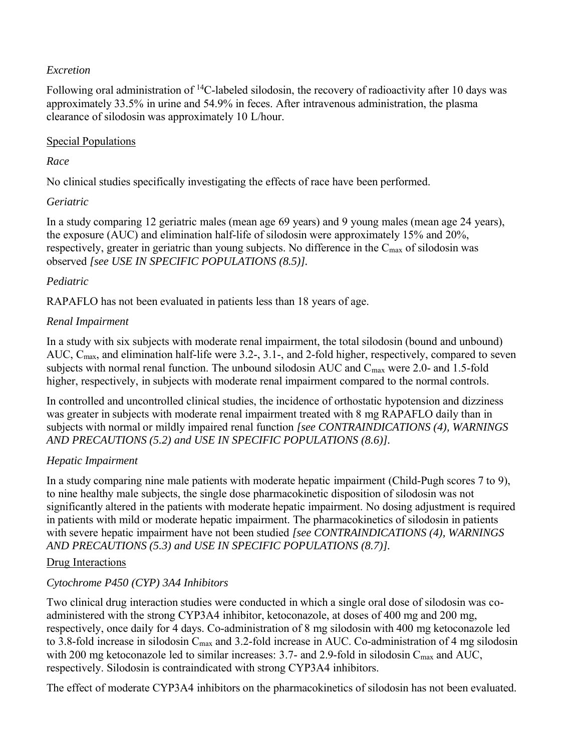*Excretion*

Following oral administration of $^{14}C$-labeled silodosin, the recovery of radioactivity after 10 days was approximately 33.5% in urine and 54.9% in feces. After intravenous administration, the plasma clearance of silodosin was approximately 10 L/hour.

Special Populations

*Race*

No clinical studies specifically investigating the effects of race have been performed.

*Geriatric*

In a study comparing 12 geriatric males (mean age 69 years) and 9 young males (mean age 24 years), the exposure (AUC) and elimination half-life of silodosin were approximately 15% and 20%, respectively, greater in geriatric than young subjects. No difference in the $C_{max}$ of silodosin was observed *[see USE IN SPECIFIC POPULATIONS (8.5)].*

*Pediatric*

RAPAFLO has not been evaluated in patients less than 18 years of age.

*Renal Impairment*

In a study with six subjects with moderate renal impairment, the total silodosin (bound and unbound) AUC, $C_{max}$, and elimination half-life were 3.2-, 3.1-, and 2-fold higher, respectively, compared to seven subjects with normal renal function. The unbound silodosin AUC and $C_{max}$ were 2.0- and 1.5-fold higher, respectively, in subjects with moderate renal impairment compared to the normal controls.

In controlled and uncontrolled clinical studies, the incidence of orthostatic hypotension and dizziness was greater in subjects with moderate renal impairment treated with 8 mg RAPAFLO daily than in subjects with normal or mildly impaired renal function *[see CONTRAINDICATIONS (4), WARNINGS AND PRECAUTIONS (5.2) and USE IN SPECIFIC POPULATIONS (8.6)].*

*Hepatic Impairment*

In a study comparing nine male patients with moderate hepatic impairment (Child-Pugh scores 7 to 9), to nine healthy male subjects, the single dose pharmacokinetic disposition of silodosin was not significantly altered in the patients with moderate hepatic impairment. No dosing adjustment is required in patients with mild or moderate hepatic impairment. The pharmacokinetics of silodosin in patients with severe hepatic impairment have not been studied *[see CONTRAINDICATIONS (4), WARNINGS AND PRECAUTIONS (5.3) and USE IN SPECIFIC POPULATIONS (8.7)].*

Drug Interactions

*Cytochrome P450 (CYP) 3A4 Inhibitors*

Two clinical drug interaction studies were conducted in which a single oral dose of silodosin was co-administered with the strong CYP3A4 inhibitor, ketoconazole, at doses of 400 mg and 200 mg, respectively, once daily for 4 days. Co-administration of 8 mg silodosin with 400 mg ketoconazole led to 3.8-fold increase in silodosin $C_{max}$ and 3.2-fold increase in AUC. Co-administration of 4 mg silodosin with 200 mg ketoconazole led to similar increases: 3.7- and 2.9-fold in silodosin $C_{max}$ and AUC, respectively. Silodosin is contraindicated with strong CYP3A4 inhibitors.

The effect of moderate CYP3A4 inhibitors on the pharmacokinetics of silodosin has not been evaluated.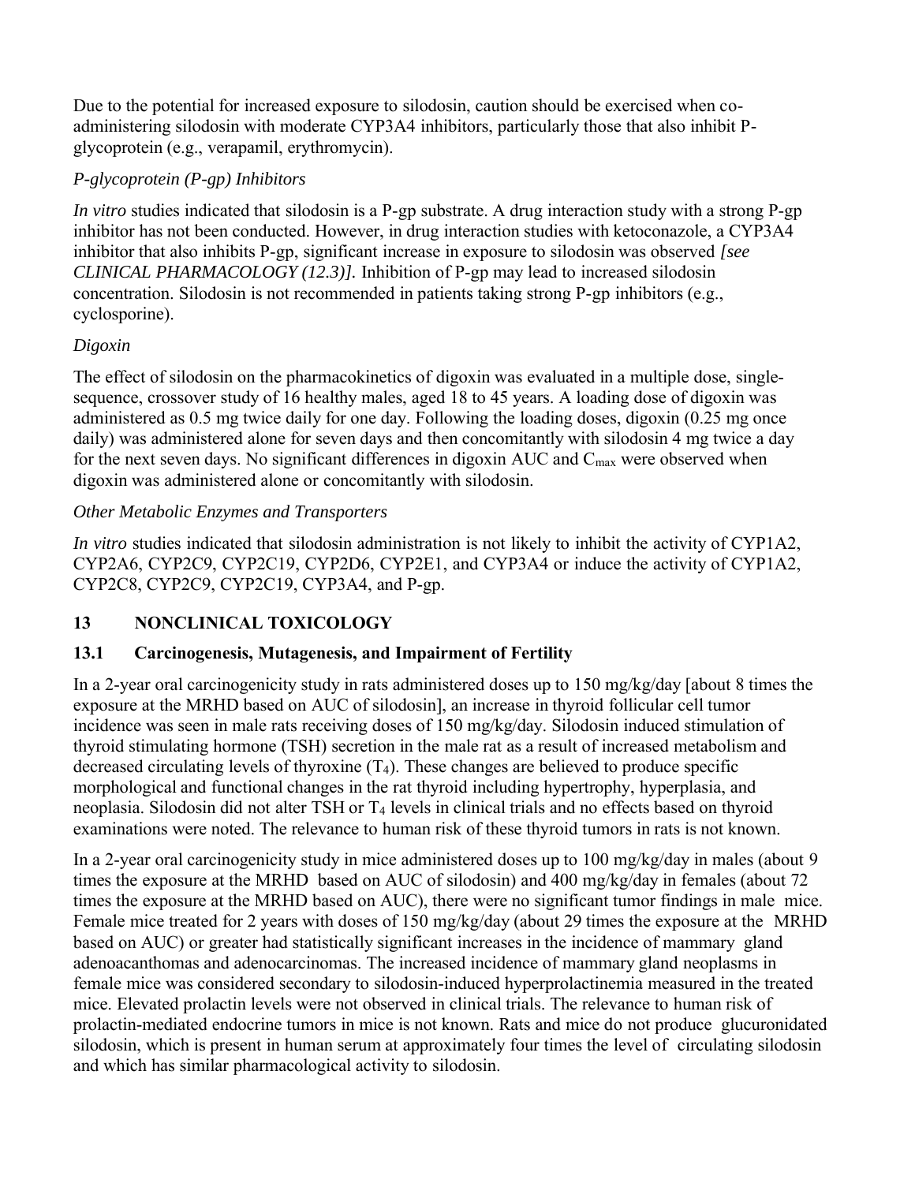Due to the potential for increased exposure to silodosin, caution should be exercised when co-administering silodosin with moderate CYP3A4 inhibitors, particularly those that also inhibit P-glycoprotein (e.g., verapamil, erythromycin).

*P-glycoprotein (P-gp) Inhibitors*

*In vitro* studies indicated that silodosin is a P-gp substrate. A drug interaction study with a strong P-gp inhibitor has not been conducted. However, in drug interaction studies with ketoconazole, a CYP3A4 inhibitor that also inhibits P-gp, significant increase in exposure to silodosin was observed *[see CLINICAL PHARMACOLOGY (12.3)].* Inhibition of P-gp may lead to increased silodosin concentration. Silodosin is not recommended in patients taking strong P-gp inhibitors (e.g., cyclosporine).

*Digoxin*

The effect of silodosin on the pharmacokinetics of digoxin was evaluated in a multiple dose, single-sequence, crossover study of 16 healthy males, aged 18 to 45 years. A loading dose of digoxin was administered as 0.5 mg twice daily for one day. Following the loading doses, digoxin (0.25 mg once daily) was administered alone for seven days and then concomitantly with silodosin 4 mg twice a day for the next seven days. No significant differences in digoxin AUC and $C_{max}$ were observed when digoxin was administered alone or concomitantly with silodosin.

*Other Metabolic Enzymes and Transporters*

*In vitro* studies indicated that silodosin administration is not likely to inhibit the activity of CYP1A2, CYP2A6, CYP2C9, CYP2C19, CYP2D6, CYP2E1, and CYP3A4 or induce the activity of CYP1A2, CYP2C8, CYP2C9, CYP2C19, CYP3A4, and P-gp.

## 13 NONCLINICAL TOXICOLOGY

### 13.1 Carcinogenesis, Mutagenesis, and Impairment of Fertility

In a 2-year oral carcinogenicity study in rats administered doses up to 150 mg/kg/day [about 8 times the exposure at the MRHD based on AUC of silodosin], an increase in thyroid follicular cell tumor incidence was seen in male rats receiving doses of 150 mg/kg/day. Silodosin induced stimulation of thyroid stimulating hormone (TSH) secretion in the male rat as a result of increased metabolism and decreased circulating levels of thyroxine ($T_4$). These changes are believed to produce specific morphological and functional changes in the rat thyroid including hypertrophy, hyperplasia, and neoplasia. Silodosin did not alter TSH or $T_4$ levels in clinical trials and no effects based on thyroid examinations were noted. The relevance to human risk of these thyroid tumors in rats is not known.

In a 2-year oral carcinogenicity study in mice administered doses up to 100 mg/kg/day in males (about 9 times the exposure at the MRHD based on AUC of silodosin) and 400 mg/kg/day in females (about 72 times the exposure at the MRHD based on AUC), there were no significant tumor findings in male mice. Female mice treated for 2 years with doses of 150 mg/kg/day (about 29 times the exposure at the MRHD based on AUC) or greater had statistically significant increases in the incidence of mammary gland adenoacanthomas and adenocarcinomas. The increased incidence of mammary gland neoplasms in female mice was considered secondary to silodosin-induced hyperprolactinemia measured in the treated mice. Elevated prolactin levels were not observed in clinical trials. The relevance to human risk of prolactin-mediated endocrine tumors in mice is not known. Rats and mice do not produce glucuronidated silodosin, which is present in human serum at approximately four times the level of circulating silodosin and which has similar pharmacological activity to silodosin.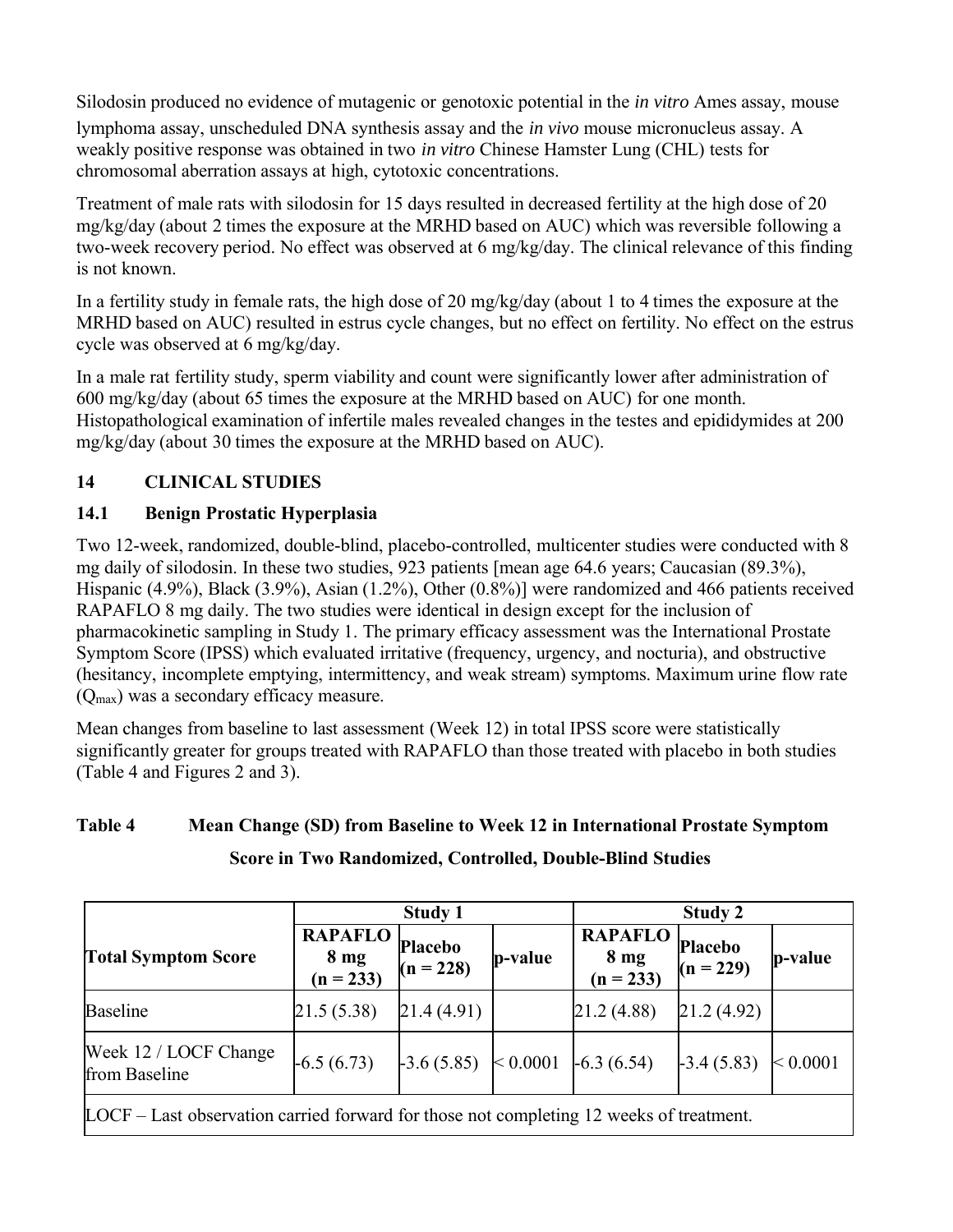Silodosin produced no evidence of mutagenic or genotoxic potential in the *in vitro* Ames assay, mouse lymphoma assay, unscheduled DNA synthesis assay and the *in vivo* mouse micronucleus assay. A weakly positive response was obtained in two *in vitro* Chinese Hamster Lung (CHL) tests for chromosomal aberration assays at high, cytotoxic concentrations.

Treatment of male rats with silodosin for 15 days resulted in decreased fertility at the high dose of 20 mg/kg/day (about 2 times the exposure at the MRHD based on AUC) which was reversible following a two-week recovery period. No effect was observed at 6 mg/kg/day. The clinical relevance of this finding is not known.

In a fertility study in female rats, the high dose of 20 mg/kg/day (about 1 to 4 times the exposure at the MRHD based on AUC) resulted in estrus cycle changes, but no effect on fertility. No effect on the estrus cycle was observed at 6 mg/kg/day.

In a male rat fertility study, sperm viability and count were significantly lower after administration of 600 mg/kg/day (about 65 times the exposure at the MRHD based on AUC) for one month. Histopathological examination of infertile males revealed changes in the testes and epididymides at 200 mg/kg/day (about 30 times the exposure at the MRHD based on AUC).

## 14 CLINICAL STUDIES

### 14.1 Benign Prostatic Hyperplasia

Two 12-week, randomized, double-blind, placebo-controlled, multicenter studies were conducted with 8 mg daily of silodosin. In these two studies, 923 patients [mean age 64.6 years; Caucasian (89.3%), Hispanic (4.9%), Black (3.9%), Asian (1.2%), Other (0.8%)] were randomized and 466 patients received RAPAFLO 8 mg daily. The two studies were identical in design except for the inclusion of pharmacokinetic sampling in Study 1. The primary efficacy assessment was the International Prostate Symptom Score (IPSS) which evaluated irritative (frequency, urgency, and nocturia), and obstructive (hesitancy, incomplete emptying, intermittency, and weak stream) symptoms. Maximum urine flow rate ($Q_{max}$) was a secondary efficacy measure.

Mean changes from baseline to last assessment (Week 12) in total IPSS score were statistically significantly greater for groups treated with RAPAFLO than those treated with placebo in both studies (Table 4 and Figures 2 and 3).

**Table 4 Mean Change (SD) from Baseline to Week 12 in International Prostate Symptom Score in Two Randomized, Controlled, Double-Blind Studies**

| | Study 1 | | | Study 2 | | |
|---|---|---|---|---|---|---|
| **Total Symptom Score** | **RAPAFLO 8 mg (n = 233)** | **Placebo (n = 228)** | **p-value** | **RAPAFLO 8 mg (n = 233)** | **Placebo (n = 229)** | **p-value** |
| Baseline | 21.5 (5.38) | 21.4 (4.91) | | 21.2 (4.88) | 21.2 (4.92) | |
| Week 12 / LOCF Change from Baseline | -6.5 (6.73) | -3.6 (5.85) | < 0.0001 | -6.3 (6.54) | -3.4 (5.83) | < 0.0001 |
| LOCF – Last observation carried forward for those not completing 12 weeks of treatment. | | | | | | |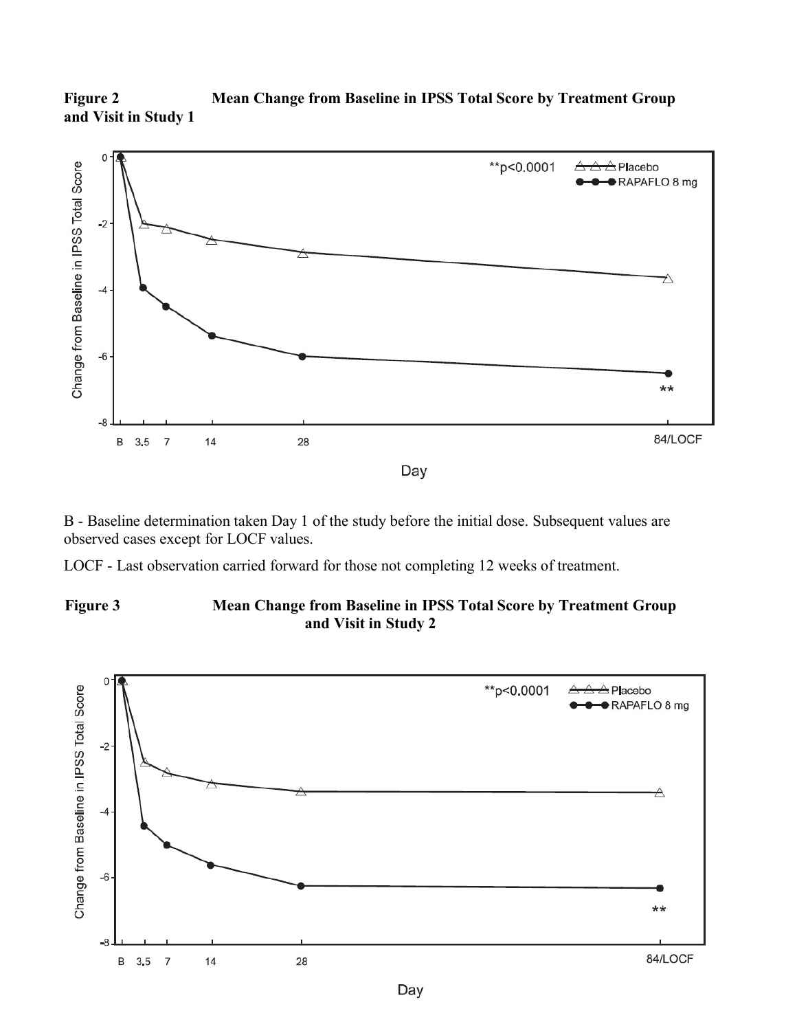**Figure 2 Mean Change from Baseline in IPSS Total Score by Treatment Group and Visit in Study 1**

B - Baseline determination taken Day 1 of the study before the initial dose. Subsequent values are observed cases except for LOCF values.

LOCF - Last observation carried forward for those not completing 12 weeks of treatment.

**Figure 3 Mean Change from Baseline in IPSS Total Score by Treatment Group and Visit in Study 2**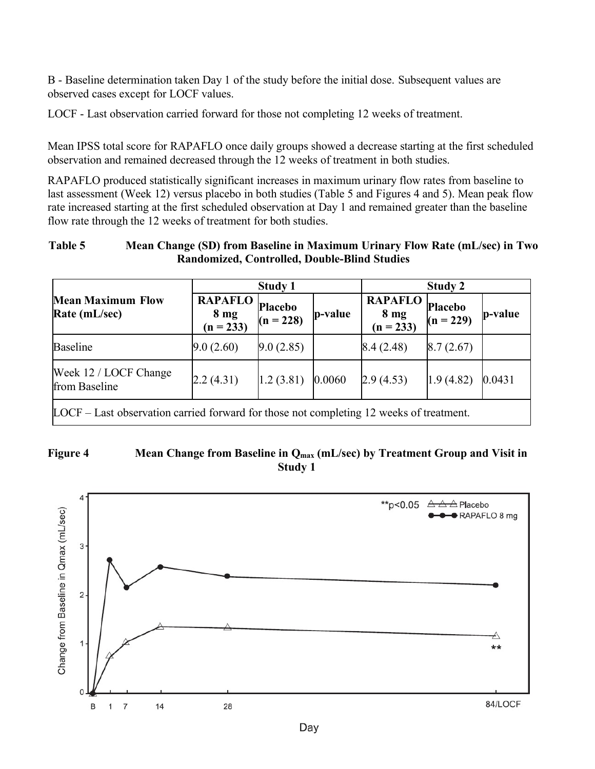B - Baseline determination taken Day 1 of the study before the initial dose. Subsequent values are observed cases except for LOCF values.

LOCF - Last observation carried forward for those not completing 12 weeks of treatment.

Mean IPSS total score for RAPAFLO once daily groups showed a decrease starting at the first scheduled observation and remained decreased through the 12 weeks of treatment in both studies.

RAPAFLO produced statistically significant increases in maximum urinary flow rates from baseline to last assessment (Week 12) versus placebo in both studies (Table 5 and Figures 4 and 5). Mean peak flow rate increased starting at the first scheduled observation at Day 1 and remained greater than the baseline flow rate through the 12 weeks of treatment for both studies.

**Table 5 Mean Change (SD) from Baseline in Maximum Urinary Flow Rate (mL/sec) in Two Randomized, Controlled, Double-Blind Studies**

| Mean Maximum Flow Rate (mL/sec) | Study 1 | | | Study 2 | | |
|---|---|---|---|---|---|---|
| | RAPAFLO 8 mg (n = 233) | Placebo (n = 228) | p-value | RAPAFLO 8 mg (n = 233) | Placebo (n = 229) | p-value |
| Baseline | 9.0 (2.60) | 9.0 (2.85) | | 8.4 (2.48) | 8.7 (2.67) | |
| Week 12 / LOCF Change from Baseline | 2.2 (4.31) | 1.2 (3.81) | 0.0060 | 2.9 (4.53) | 1.9 (4.82) | 0.0431 |
| LOCF – Last observation carried forward for those not completing 12 weeks of treatment. | | | | | | |

**Figure 4 Mean Change from Baseline in $Q_{max}$ (mL/sec) by Treatment Group and Visit in Study 1**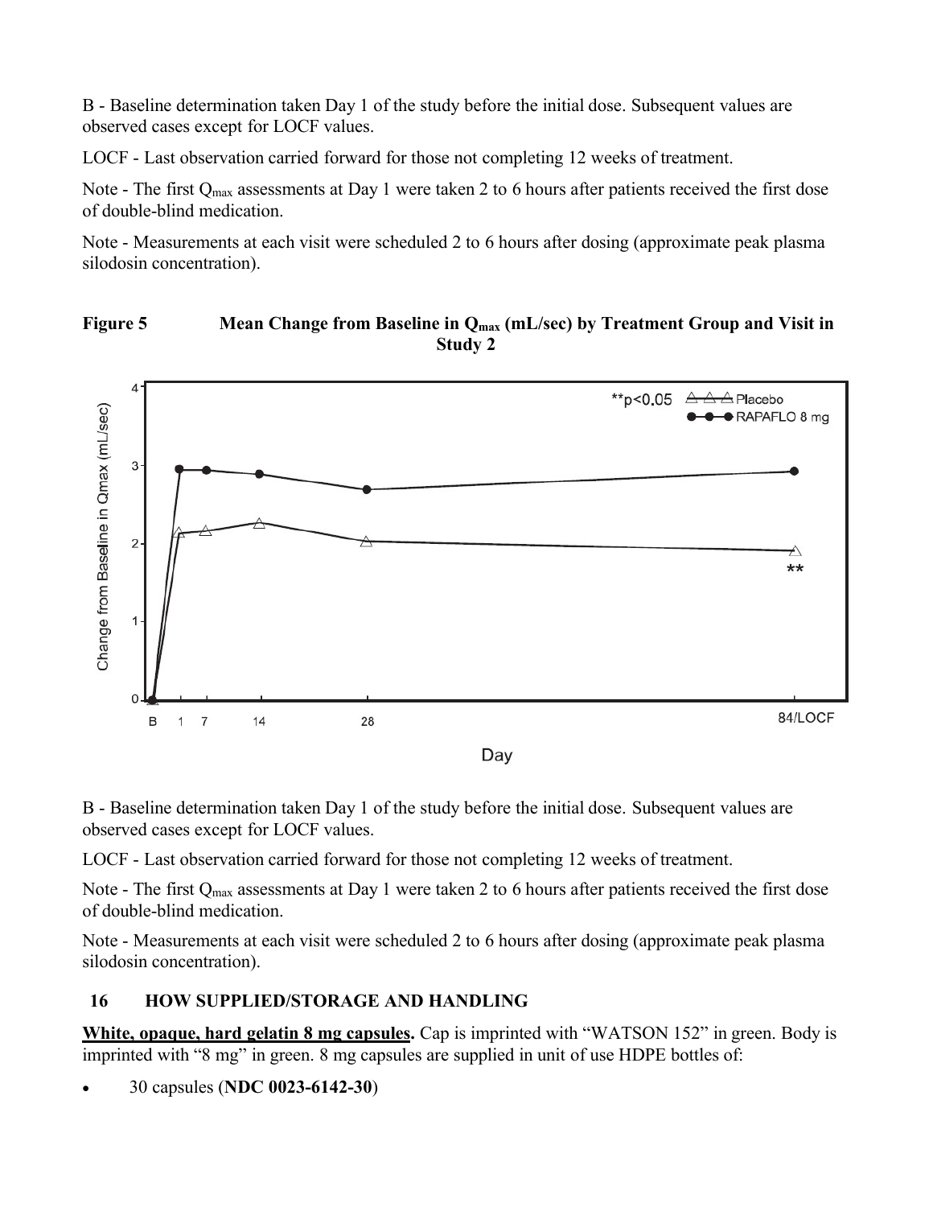B - Baseline determination taken Day 1 of the study before the initial dose. Subsequent values are observed cases except for LOCF values.

LOCF - Last observation carried forward for those not completing 12 weeks of treatment.

Note - The first $Q_{max}$ assessments at Day 1 were taken 2 to 6 hours after patients received the first dose of double-blind medication.

Note - Measurements at each visit were scheduled 2 to 6 hours after dosing (approximate peak plasma silodosin concentration).

**Figure 5 Mean Change from Baseline in $Q_{max}$ (mL/sec) by Treatment Group and Visit in Study 2**

B - Baseline determination taken Day 1 of the study before the initial dose. Subsequent values are observed cases except for LOCF values.

LOCF - Last observation carried forward for those not completing 12 weeks of treatment.

Note - The first $Q_{max}$ assessments at Day 1 were taken 2 to 6 hours after patients received the first dose of double-blind medication.

Note - Measurements at each visit were scheduled 2 to 6 hours after dosing (approximate peak plasma silodosin concentration).

## 16 HOW SUPPLIED/STORAGE AND HANDLING

**White, opaque, hard gelatin 8 mg capsules.** Cap is imprinted with "WATSON 152" in green. Body is imprinted with "8 mg" in green. 8 mg capsules are supplied in unit of use HDPE bottles of:

- 30 capsules (**NDC 0023-6142-30**)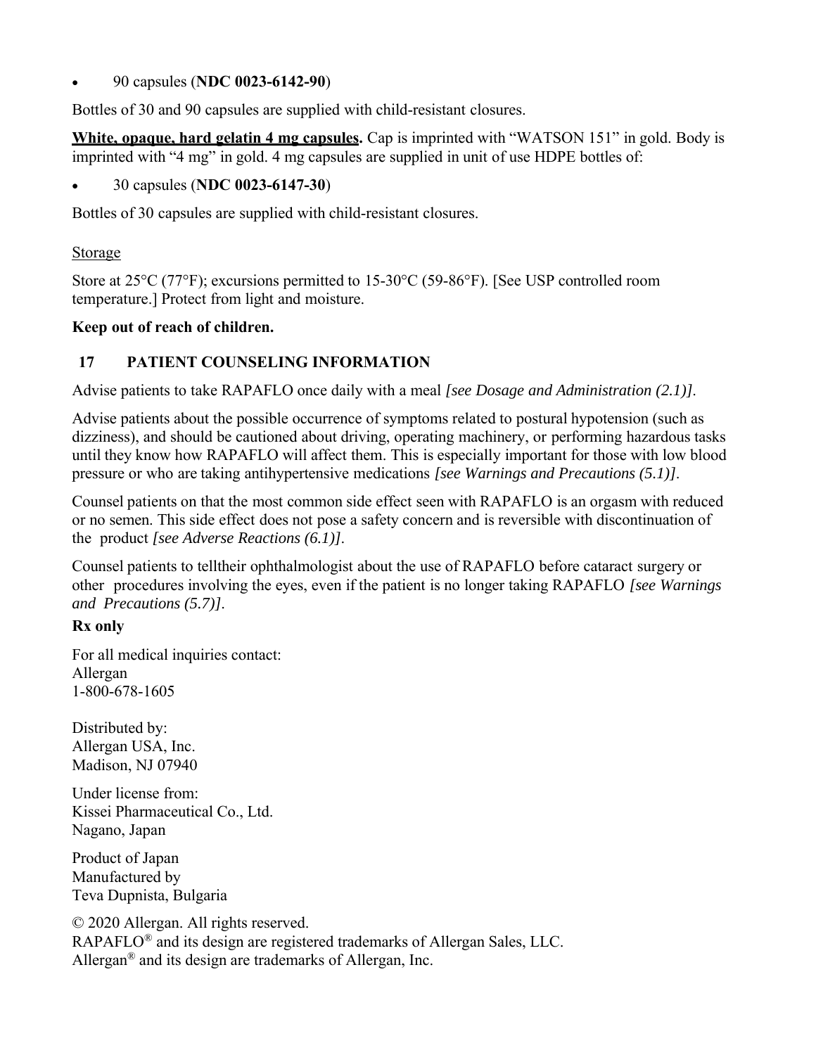- 90 capsules (**NDC 0023-6142-90**)

Bottles of 30 and 90 capsules are supplied with child-resistant closures.

**White, opaque, hard gelatin 4 mg capsules.** Cap is imprinted with "WATSON 151" in gold. Body is imprinted with "4 mg" in gold. 4 mg capsules are supplied in unit of use HDPE bottles of:

- 30 capsules (**NDC 0023-6147-30**)

Bottles of 30 capsules are supplied with child-resistant closures.

Storage

Store at 25°C (77°F); excursions permitted to 15-30°C (59-86°F). [See USP controlled room temperature.] Protect from light and moisture.

**Keep out of reach of children.**

## 17 PATIENT COUNSELING INFORMATION

Advise patients to take RAPAFLO once daily with a meal *[see Dosage and Administration (2.1)]*.

Advise patients about the possible occurrence of symptoms related to postural hypotension (such as dizziness), and should be cautioned about driving, operating machinery, or performing hazardous tasks until they know how RAPAFLO will affect them. This is especially important for those with low blood pressure or who are taking antihypertensive medications *[see Warnings and Precautions (5.1)]*.

Counsel patients on that the most common side effect seen with RAPAFLO is an orgasm with reduced or no semen. This side effect does not pose a safety concern and is reversible with discontinuation of the product *[see Adverse Reactions (6.1)]*.

Counsel patients to telltheir ophthalmologist about the use of RAPAFLO before cataract surgery or other procedures involving the eyes, even if the patient is no longer taking RAPAFLO *[see Warnings and Precautions (5.7)]*.

**Rx only**

For all medical inquiries contact:
Allergan
1-800-678-1605

Distributed by:
Allergan USA, Inc.
Madison, NJ 07940

Under license from:
Kissei Pharmaceutical Co., Ltd.
Nagano, Japan

Product of Japan
Manufactured by
Teva Dupnista, Bulgaria

© 2020 Allergan. All rights reserved.
RAPAFLO® and its design are registered trademarks of Allergan Sales, LLC.
Allergan® and its design are trademarks of Allergan, Inc.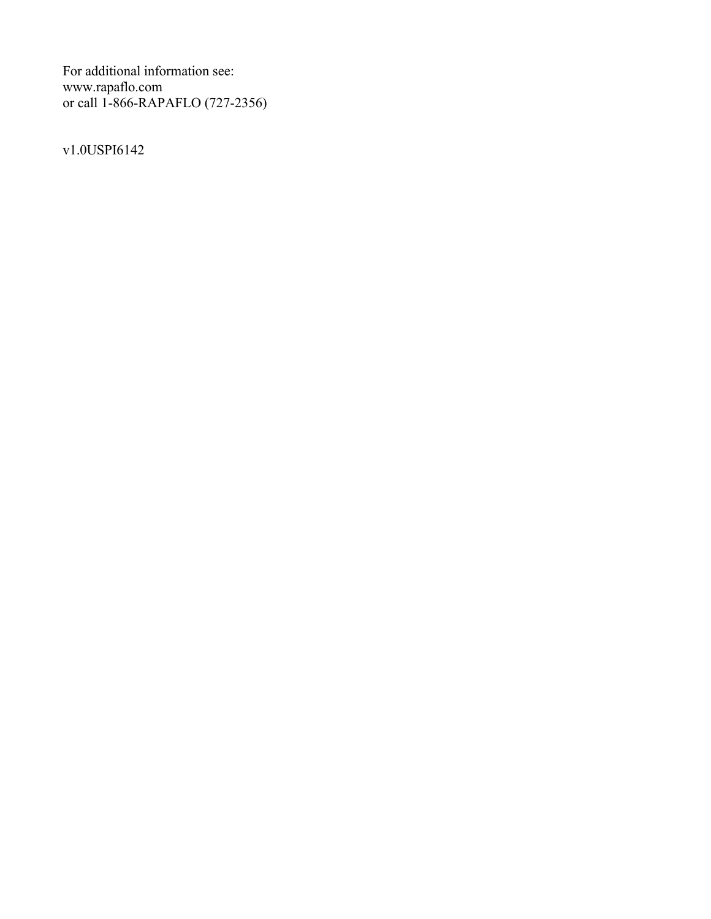For additional information see:
www.rapaflo.com
or call 1-866-RAPAFLO (727-2356)

v1.0USPI6142